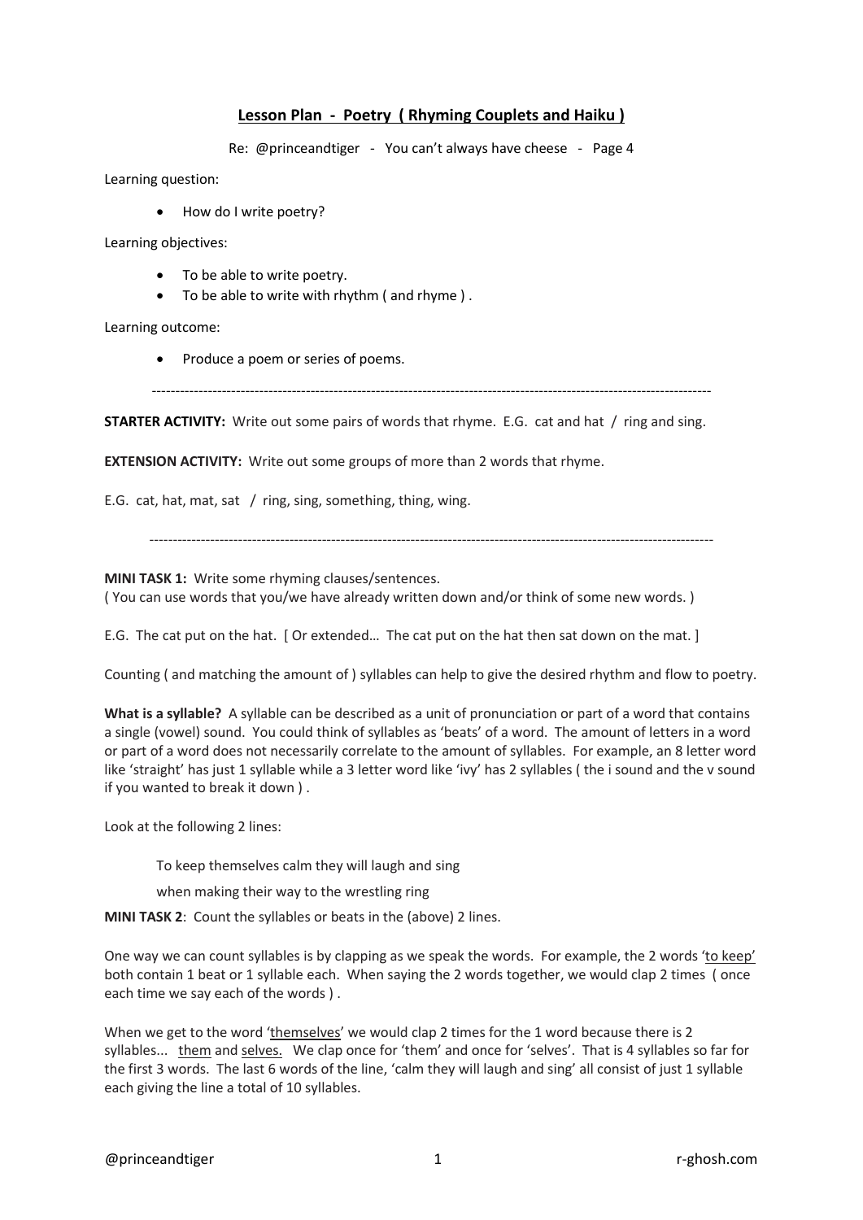## Lesson Plan - Poetry ( Rhyming Couplets and Haiku )

Re: @princeandtiger - You can't always have cheese - Page 4

Learning question:

- How do I write poetry?

Learning objectives:

- To be able to write poetry.
- To be able to write with rhythm ( and rhyme ) .

Learning outcome:

- Produce a poem or series of poems.

---

**STARTER ACTIVITY:** Write out some pairs of words that rhyme. E.G. cat and hat / ring and sing.

**EXTENSION ACTIVITY:** Write out some groups of more than 2 words that rhyme.

E.G. cat, hat, mat, sat / ring, sing, something, thing, wing.

---

**MINI TASK 1:** Write some rhyming clauses/sentences.
( You can use words that you/we have already written down and/or think of some new words. )

E.G. The cat put on the hat. [ Or extended… The cat put on the hat then sat down on the mat. ]

Counting ( and matching the amount of ) syllables can help to give the desired rhythm and flow to poetry.

**What is a syllable?** A syllable can be described as a unit of pronunciation or part of a word that contains a single (vowel) sound. You could think of syllables as 'beats' of a word. The amount of letters in a word or part of a word does not necessarily correlate to the amount of syllables. For example, an 8 letter word like 'straight' has just 1 syllable while a 3 letter word like 'ivy' has 2 syllables ( the i sound and the v sound if you wanted to break it down ) .

Look at the following 2 lines:

> To keep themselves calm they will laugh and sing
>
> when making their way to the wrestling ring

**MINI TASK 2**: Count the syllables or beats in the (above) 2 lines.

One way we can count syllables is by clapping as we speak the words. For example, the 2 words 'to keep' both contain 1 beat or 1 syllable each. When saying the 2 words together, we would clap 2 times ( once each time we say each of the words ) .

When we get to the word 'themselves' we would clap 2 times for the 1 word because there is 2 syllables... them and selves. We clap once for 'them' and once for 'selves'. That is 4 syllables so far for the first 3 words. The last 6 words of the line, 'calm they will laugh and sing' all consist of just 1 syllable each giving the line a total of 10 syllables.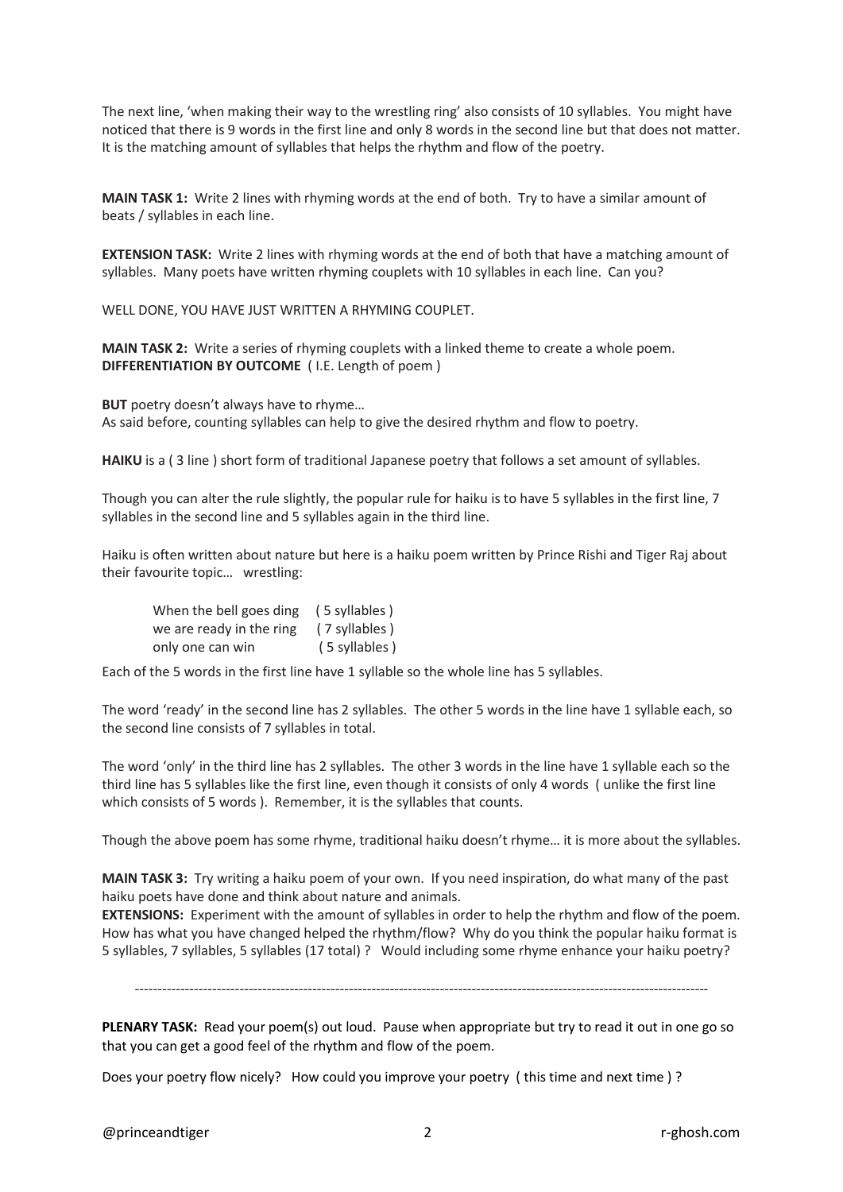The next line, 'when making their way to the wrestling ring' also consists of 10 syllables. You might have noticed that there is 9 words in the first line and only 8 words in the second line but that does not matter. It is the matching amount of syllables that helps the rhythm and flow of the poetry.

**MAIN TASK 1:** Write 2 lines with rhyming words at the end of both. Try to have a similar amount of beats / syllables in each line.

**EXTENSION TASK:** Write 2 lines with rhyming words at the end of both that have a matching amount of syllables. Many poets have written rhyming couplets with 10 syllables in each line. Can you?

WELL DONE, YOU HAVE JUST WRITTEN A RHYMING COUPLET.

**MAIN TASK 2:** Write a series of rhyming couplets with a linked theme to create a whole poem.
**DIFFERENTIATION BY OUTCOME** ( I.E. Length of poem )

**BUT** poetry doesn't always have to rhyme…
As said before, counting syllables can help to give the desired rhythm and flow to poetry.

**HAIKU** is a ( 3 line ) short form of traditional Japanese poetry that follows a set amount of syllables.

Though you can alter the rule slightly, the popular rule for haiku is to have 5 syllables in the first line, 7 syllables in the second line and 5 syllables again in the third line.

Haiku is often written about nature but here is a haiku poem written by Prince Rishi and Tiger Raj about their favourite topic… wrestling:

> When the bell goes ding ( 5 syllables )
> we are ready in the ring ( 7 syllables )
> only one can win ( 5 syllables )

Each of the 5 words in the first line have 1 syllable so the whole line has 5 syllables.

The word 'ready' in the second line has 2 syllables. The other 5 words in the line have 1 syllable each, so the second line consists of 7 syllables in total.

The word 'only' in the third line has 2 syllables. The other 3 words in the line have 1 syllable each so the third line has 5 syllables like the first line, even though it consists of only 4 words ( unlike the first line which consists of 5 words ). Remember, it is the syllables that counts.

Though the above poem has some rhyme, traditional haiku doesn't rhyme… it is more about the syllables.

**MAIN TASK 3:** Try writing a haiku poem of your own. If you need inspiration, do what many of the past haiku poets have done and think about nature and animals.
**EXTENSIONS:** Experiment with the amount of syllables in order to help the rhythm and flow of the poem. How has what you have changed helped the rhythm/flow? Why do you think the popular haiku format is 5 syllables, 7 syllables, 5 syllables (17 total) ? Would including some rhyme enhance your haiku poetry?

---

**PLENARY TASK:** Read your poem(s) out loud. Pause when appropriate but try to read it out in one go so that you can get a good feel of the rhythm and flow of the poem.

Does your poetry flow nicely? How could you improve your poetry ( this time and next time ) ?